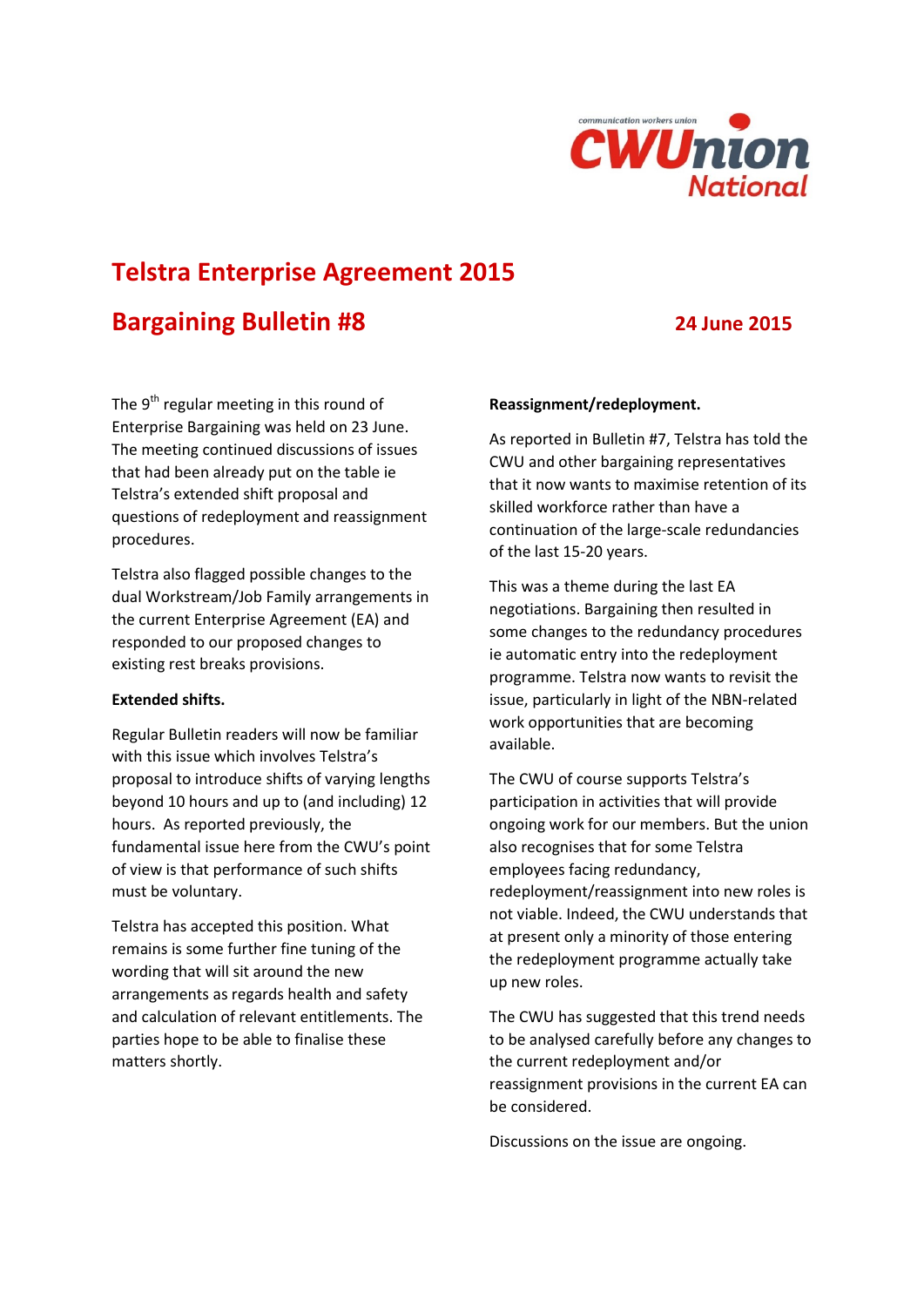communication workers union
CWUnion National

# Telstra Enterprise Agreement 2015

## Bargaining Bulletin #8

**24 June 2015**

The 9th regular meeting in this round of Enterprise Bargaining was held on 23 June. The meeting continued discussions of issues that had been already put on the table ie Telstra's extended shift proposal and questions of redeployment and reassignment procedures.

Telstra also flagged possible changes to the dual Workstream/Job Family arrangements in the current Enterprise Agreement (EA) and responded to our proposed changes to existing rest breaks provisions.

**Extended shifts.**

Regular Bulletin readers will now be familiar with this issue which involves Telstra's proposal to introduce shifts of varying lengths beyond 10 hours and up to (and including) 12 hours. As reported previously, the fundamental issue here from the CWU's point of view is that performance of such shifts must be voluntary.

Telstra has accepted this position. What remains is some further fine tuning of the wording that will sit around the new arrangements as regards health and safety and calculation of relevant entitlements. The parties hope to be able to finalise these matters shortly.

**Reassignment/redeployment.**

As reported in Bulletin #7, Telstra has told the CWU and other bargaining representatives that it now wants to maximise retention of its skilled workforce rather than have a continuation of the large-scale redundancies of the last 15-20 years.

This was a theme during the last EA negotiations. Bargaining then resulted in some changes to the redundancy procedures ie automatic entry into the redeployment programme. Telstra now wants to revisit the issue, particularly in light of the NBN-related work opportunities that are becoming available.

The CWU of course supports Telstra's participation in activities that will provide ongoing work for our members. But the union also recognises that for some Telstra employees facing redundancy, redeployment/reassignment into new roles is not viable. Indeed, the CWU understands that at present only a minority of those entering the redeployment programme actually take up new roles.

The CWU has suggested that this trend needs to be analysed carefully before any changes to the current redeployment and/or reassignment provisions in the current EA can be considered.

Discussions on the issue are ongoing.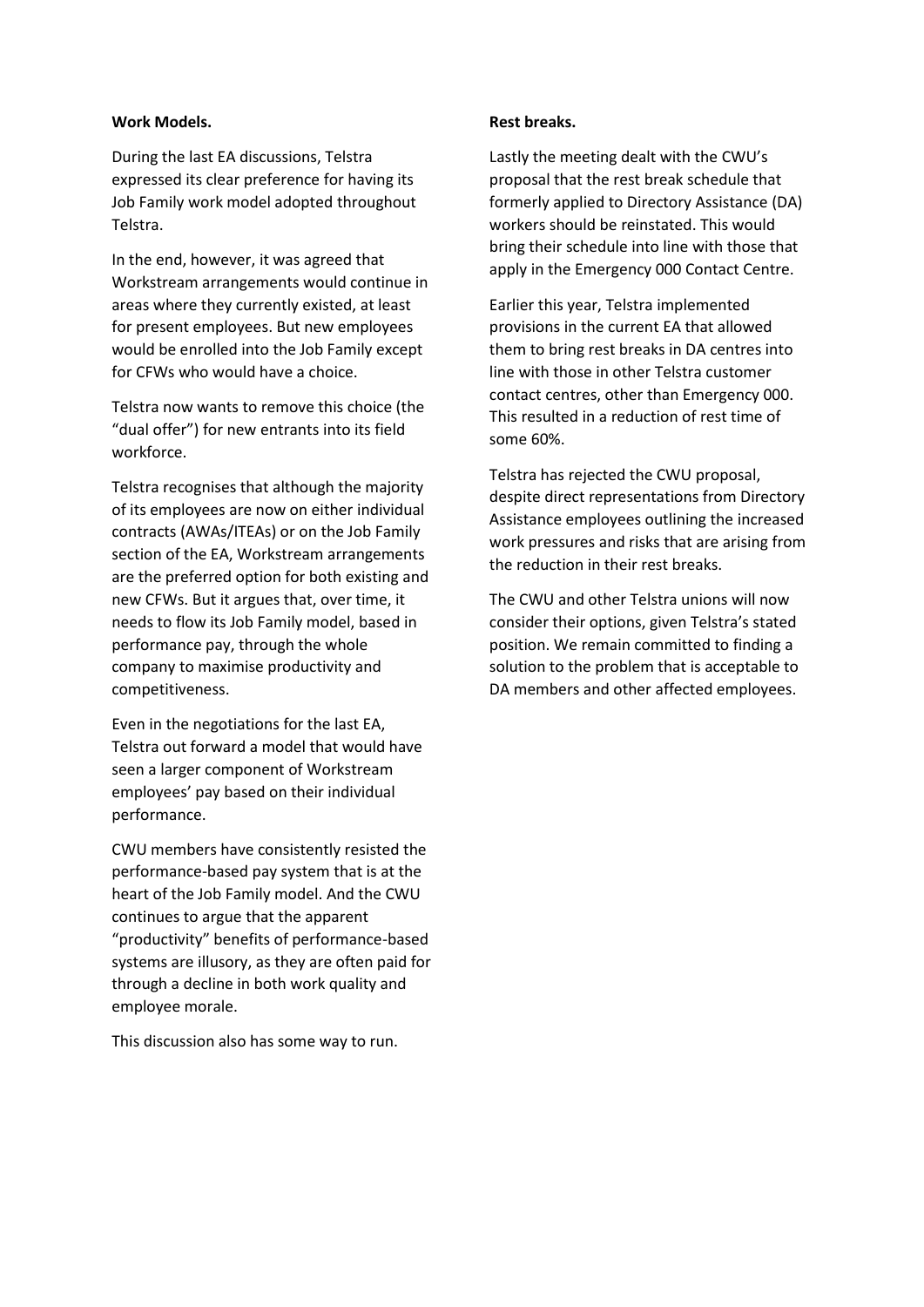**Work Models.**

During the last EA discussions, Telstra expressed its clear preference for having its Job Family work model adopted throughout Telstra.

In the end, however, it was agreed that Workstream arrangements would continue in areas where they currently existed, at least for present employees. But new employees would be enrolled into the Job Family except for CFWs who would have a choice.

Telstra now wants to remove this choice (the "dual offer") for new entrants into its field workforce.

Telstra recognises that although the majority of its employees are now on either individual contracts (AWAs/ITEAs) or on the Job Family section of the EA, Workstream arrangements are the preferred option for both existing and new CFWs. But it argues that, over time, it needs to flow its Job Family model, based in performance pay, through the whole company to maximise productivity and competitiveness.

Even in the negotiations for the last EA, Telstra out forward a model that would have seen a larger component of Workstream employees' pay based on their individual performance.

CWU members have consistently resisted the performance-based pay system that is at the heart of the Job Family model. And the CWU continues to argue that the apparent "productivity" benefits of performance-based systems are illusory, as they are often paid for through a decline in both work quality and employee morale.

This discussion also has some way to run.

**Rest breaks.**

Lastly the meeting dealt with the CWU's proposal that the rest break schedule that formerly applied to Directory Assistance (DA) workers should be reinstated. This would bring their schedule into line with those that apply in the Emergency 000 Contact Centre.

Earlier this year, Telstra implemented provisions in the current EA that allowed them to bring rest breaks in DA centres into line with those in other Telstra customer contact centres, other than Emergency 000. This resulted in a reduction of rest time of some 60%.

Telstra has rejected the CWU proposal, despite direct representations from Directory Assistance employees outlining the increased work pressures and risks that are arising from the reduction in their rest breaks.

The CWU and other Telstra unions will now consider their options, given Telstra's stated position. We remain committed to finding a solution to the problem that is acceptable to DA members and other affected employees.